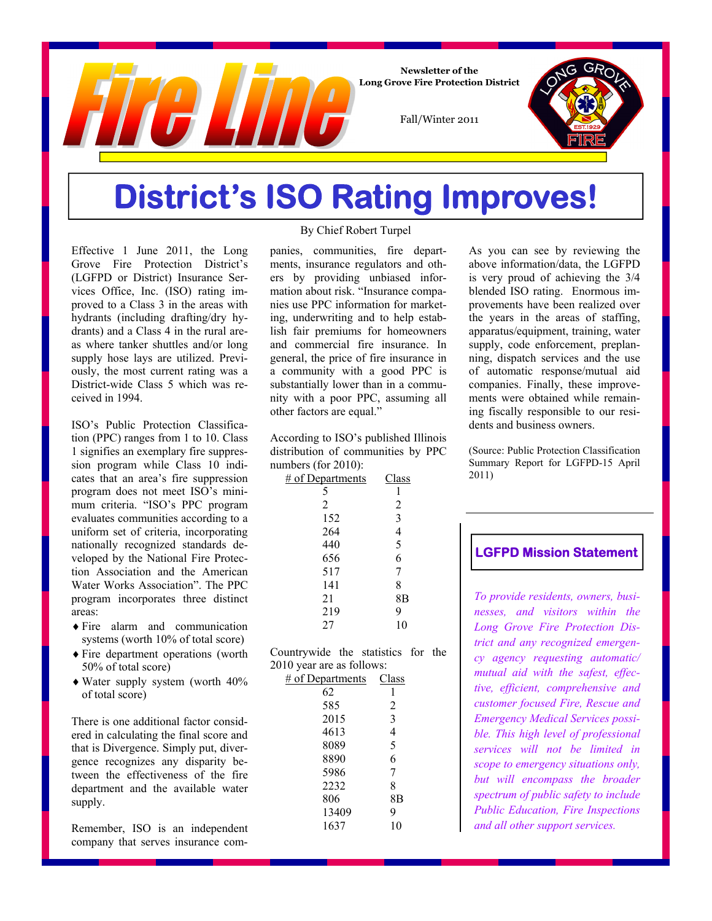# Fire Line

Newsletter of the Long Grove Fire Protection District

Fall/Winter 2011

# District's ISO Rating Improves!

By Chief Robert Turpel

Effective 1 June 2011, the Long Grove Fire Protection District's (LGFPD or District) Insurance Services Office, Inc. (ISO) rating improved to a Class 3 in the areas with hydrants (including drafting/dry hydrants) and a Class 4 in the rural areas where tanker shuttles and/or long supply hose lays are utilized. Previously, the most current rating was a District-wide Class 5 which was received in 1994.

ISO's Public Protection Classification (PPC) ranges from 1 to 10. Class 1 signifies an exemplary fire suppression program while Class 10 indicates that an area's fire suppression program does not meet ISO's minimum criteria. "ISO's PPC program evaluates communities according to a uniform set of criteria, incorporating nationally recognized standards developed by the National Fire Protection Association and the American Water Works Association". The PPC program incorporates three distinct areas:

- Fire alarm and communication systems (worth 10% of total score)
- Fire department operations (worth 50% of total score)
- Water supply system (worth 40% of total score)

There is one additional factor considered in calculating the final score and that is Divergence. Simply put, divergence recognizes any disparity between the effectiveness of the fire department and the available water supply.

Remember, ISO is an independent company that serves insurance companies, communities, fire departments, insurance regulators and others by providing unbiased information about risk. "Insurance companies use PPC information for marketing, underwriting and to help establish fair premiums for homeowners and commercial fire insurance. In general, the price of fire insurance in a community with a good PPC is substantially lower than in a community with a poor PPC, assuming all other factors are equal."

According to ISO's published Illinois distribution of communities by PPC numbers (for 2010):

| # of Departments | Class |
|---|---|
| 5 | 1 |
| 2 | 2 |
| 152 | 3 |
| 264 | 4 |
| 440 | 5 |
| 656 | 6 |
| 517 | 7 |
| 141 | 8 |
| 21 | 8B |
| 219 | 9 |
| 27 | 10 |

Countrywide the statistics for the 2010 year are as follows:

| # of Departments | Class |
|---|---|
| 62 | 1 |
| 585 | 2 |
| 2015 | 3 |
| 4613 | 4 |
| 8089 | 5 |
| 8890 | 6 |
| 5986 | 7 |
| 2232 | 8 |
| 806 | 8B |
| 13409 | 9 |
| 1637 | 10 |

As you can see by reviewing the above information/data, the LGFPD is very proud of achieving the 3/4 blended ISO rating. Enormous improvements have been realized over the years in the areas of staffing, apparatus/equipment, training, water supply, code enforcement, preplanning, dispatch services and the use of automatic response/mutual aid companies. Finally, these improvements were obtained while remaining fiscally responsible to our residents and business owners.

(Source: Public Protection Classification Summary Report for LGFPD-15 April 2011)

## LGFPD Mission Statement

*To provide residents, owners, businesses, and visitors within the Long Grove Fire Protection District and any recognized emergency agency requesting automatic/mutual aid with the safest, effective, efficient, comprehensive and customer focused Fire, Rescue and Emergency Medical Services possible. This high level of professional services will not be limited in scope to emergency situations only, but will encompass the broader spectrum of public safety to include Public Education, Fire Inspections and all other support services.*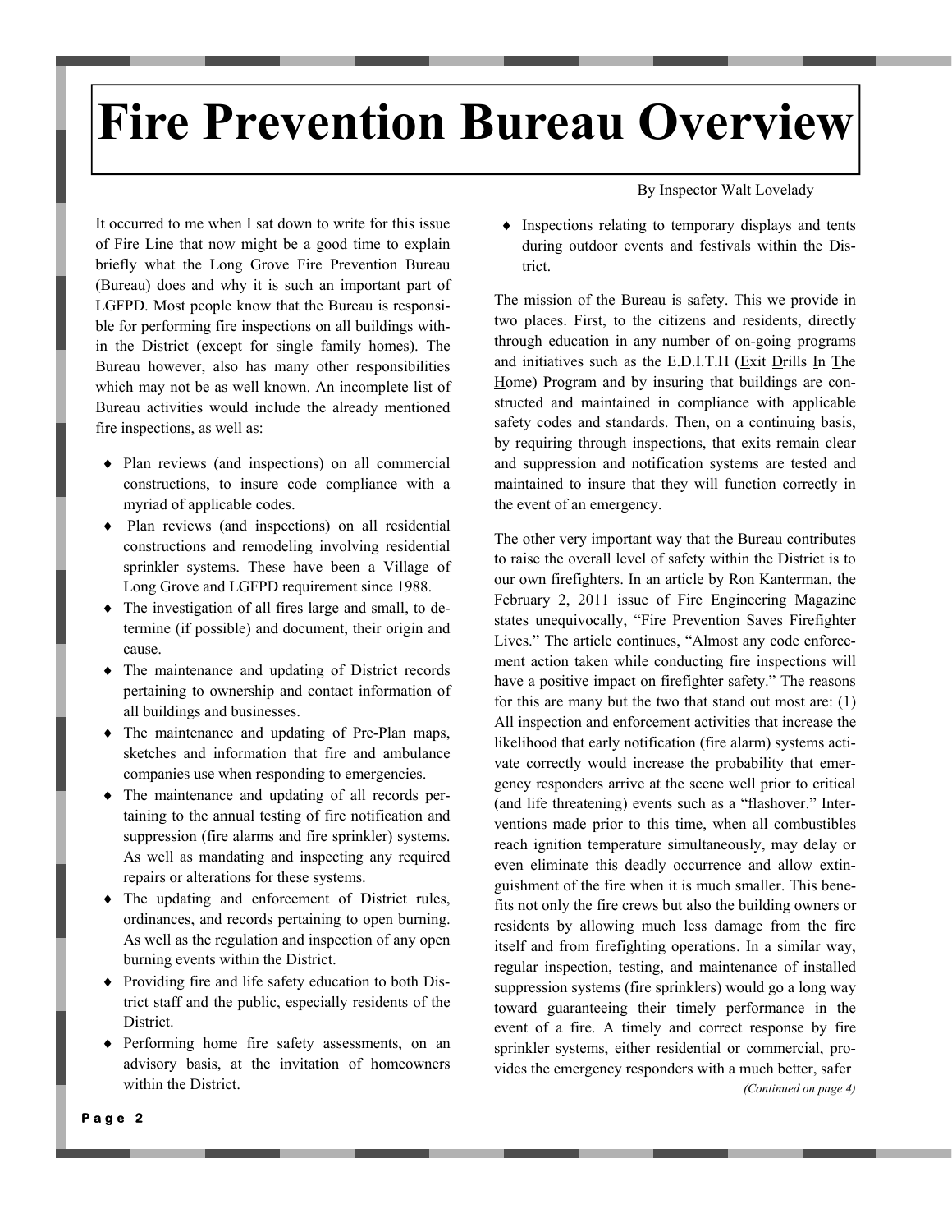# Fire Prevention Bureau Overview

By Inspector Walt Lovelady

It occurred to me when I sat down to write for this issue of Fire Line that now might be a good time to explain briefly what the Long Grove Fire Prevention Bureau (Bureau) does and why it is such an important part of LGFPD. Most people know that the Bureau is responsible for performing fire inspections on all buildings within the District (except for single family homes). The Bureau however, also has many other responsibilities which may not be as well known. An incomplete list of Bureau activities would include the already mentioned fire inspections, as well as:

- Plan reviews (and inspections) on all commercial constructions, to insure code compliance with a myriad of applicable codes.
- Plan reviews (and inspections) on all residential constructions and remodeling involving residential sprinkler systems. These have been a Village of Long Grove and LGFPD requirement since 1988.
- The investigation of all fires large and small, to determine (if possible) and document, their origin and cause.
- The maintenance and updating of District records pertaining to ownership and contact information of all buildings and businesses.
- The maintenance and updating of Pre-Plan maps, sketches and information that fire and ambulance companies use when responding to emergencies.
- The maintenance and updating of all records pertaining to the annual testing of fire notification and suppression (fire alarms and fire sprinkler) systems. As well as mandating and inspecting any required repairs or alterations for these systems.
- The updating and enforcement of District rules, ordinances, and records pertaining to open burning. As well as the regulation and inspection of any open burning events within the District.
- Providing fire and life safety education to both District staff and the public, especially residents of the District.
- Performing home fire safety assessments, on an advisory basis, at the invitation of homeowners within the District.
- Inspections relating to temporary displays and tents during outdoor events and festivals within the District.

The mission of the Bureau is safety. This we provide in two places. First, to the citizens and residents, directly through education in any number of on-going programs and initiatives such as the E.D.I.T.H (Exit Drills In The Home) Program and by insuring that buildings are constructed and maintained in compliance with applicable safety codes and standards. Then, on a continuing basis, by requiring through inspections, that exits remain clear and suppression and notification systems are tested and maintained to insure that they will function correctly in the event of an emergency.

The other very important way that the Bureau contributes to raise the overall level of safety within the District is to our own firefighters. In an article by Ron Kanterman, the February 2, 2011 issue of Fire Engineering Magazine states unequivocally, "Fire Prevention Saves Firefighter Lives." The article continues, "Almost any code enforcement action taken while conducting fire inspections will have a positive impact on firefighter safety." The reasons for this are many but the two that stand out most are: (1) All inspection and enforcement activities that increase the likelihood that early notification (fire alarm) systems activate correctly would increase the probability that emergency responders arrive at the scene well prior to critical (and life threatening) events such as a "flashover." Interventions made prior to this time, when all combustibles reach ignition temperature simultaneously, may delay or even eliminate this deadly occurrence and allow extinguishment of the fire when it is much smaller. This benefits not only the fire crews but also the building owners or residents by allowing much less damage from the fire itself and from firefighting operations. In a similar way, regular inspection, testing, and maintenance of installed suppression systems (fire sprinklers) would go a long way toward guaranteeing their timely performance in the event of a fire. A timely and correct response by fire sprinkler systems, either residential or commercial, provides the emergency responders with a much better, safer

*(Continued on page 4)*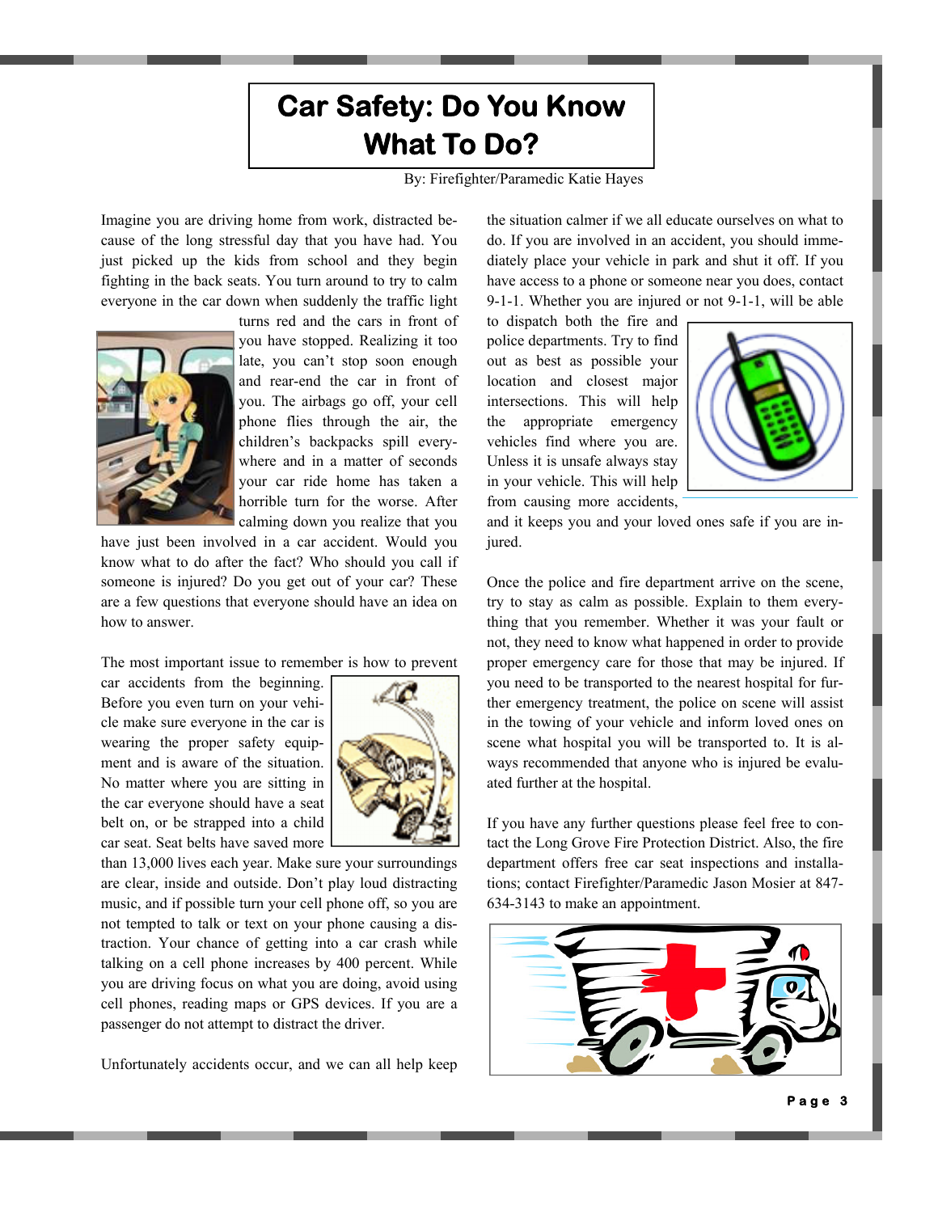# Car Safety: Do You Know What To Do?

By: Firefighter/Paramedic Katie Hayes

Imagine you are driving home from work, distracted because of the long stressful day that you have had. You just picked up the kids from school and they begin fighting in the back seats. You turn around to try to calm everyone in the car down when suddenly the traffic light turns red and the cars in front of you have stopped. Realizing it too late, you can't stop soon enough and rear-end the car in front of you. The airbags go off, your cell phone flies through the air, the children's backpacks spill everywhere and in a matter of seconds your car ride home has taken a horrible turn for the worse. After calming down you realize that you have just been involved in a car accident. Would you know what to do after the fact? Who should you call if someone is injured? Do you get out of your car? These are a few questions that everyone should have an idea on how to answer.

The most important issue to remember is how to prevent car accidents from the beginning. Before you even turn on your vehicle make sure everyone in the car is wearing the proper safety equipment and is aware of the situation. No matter where you are sitting in the car everyone should have a seat belt on, or be strapped into a child car seat. Seat belts have saved more than 13,000 lives each year. Make sure your surroundings are clear, inside and outside. Don't play loud distracting music, and if possible turn your cell phone off, so you are not tempted to talk or text on your phone causing a distraction. Your chance of getting into a car crash while talking on a cell phone increases by 400 percent. While you are driving focus on what you are doing, avoid using cell phones, reading maps or GPS devices. If you are a passenger do not attempt to distract the driver.

Unfortunately accidents occur, and we can all help keep the situation calmer if we all educate ourselves on what to do. If you are involved in an accident, you should immediately place your vehicle in park and shut it off. If you have access to a phone or someone near you does, contact 9-1-1. Whether you are injured or not 9-1-1, will be able to dispatch both the fire and police departments. Try to find out as best as possible your location and closest major intersections. This will help the appropriate emergency vehicles find where you are. Unless it is unsafe always stay in your vehicle. This will help from causing more accidents, and it keeps you and your loved ones safe if you are injured.

Once the police and fire department arrive on the scene, try to stay as calm as possible. Explain to them everything that you remember. Whether it was your fault or not, they need to know what happened in order to provide proper emergency care for those that may be injured. If you need to be transported to the nearest hospital for further emergency treatment, the police on scene will assist in the towing of your vehicle and inform loved ones on scene what hospital you will be transported to. It is always recommended that anyone who is injured be evaluated further at the hospital.

If you have any further questions please feel free to contact the Long Grove Fire Protection District. Also, the fire department offers free car seat inspections and installations; contact Firefighter/Paramedic Jason Mosier at 847-634-3143 to make an appointment.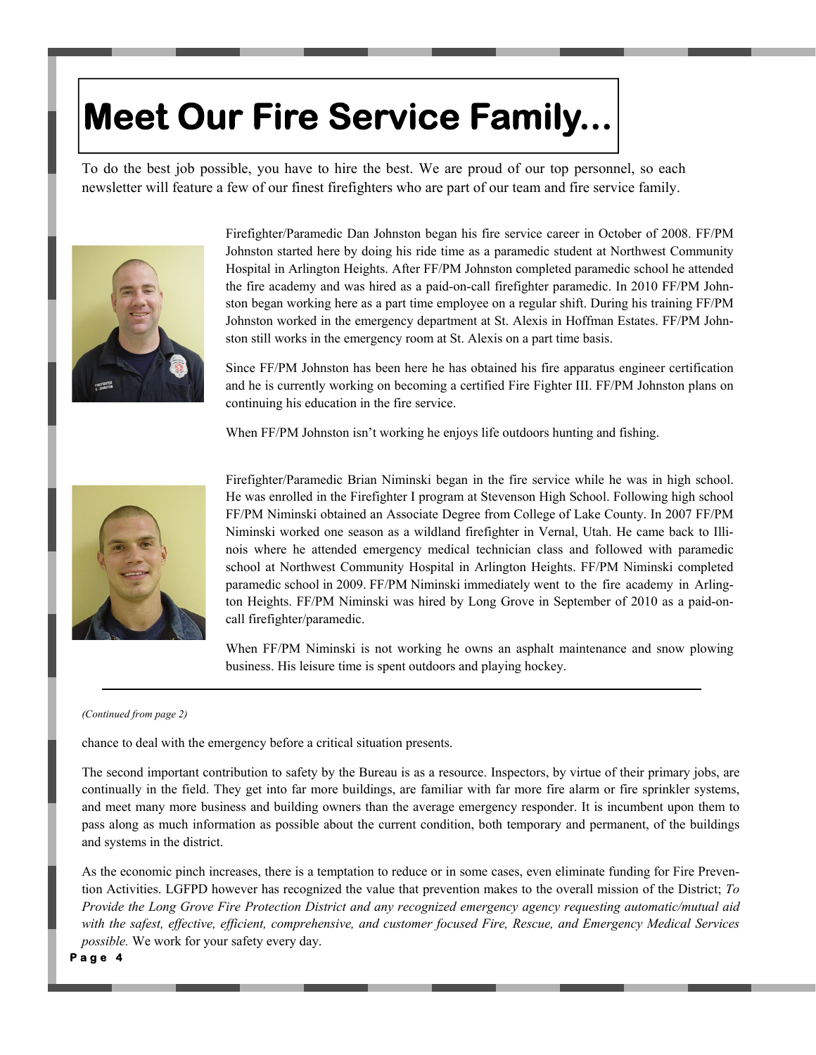# Meet Our Fire Service Family…

To do the best job possible, you have to hire the best. We are proud of our top personnel, so each newsletter will feature a few of our finest firefighters who are part of our team and fire service family.

Firefighter/Paramedic Dan Johnston began his fire service career in October of 2008. FF/PM Johnston started here by doing his ride time as a paramedic student at Northwest Community Hospital in Arlington Heights. After FF/PM Johnston completed paramedic school he attended the fire academy and was hired as a paid-on-call firefighter paramedic. In 2010 FF/PM Johnston began working here as a part time employee on a regular shift. During his training FF/PM Johnston worked in the emergency department at St. Alexis in Hoffman Estates. FF/PM Johnston still works in the emergency room at St. Alexis on a part time basis.

Since FF/PM Johnston has been here he has obtained his fire apparatus engineer certification and he is currently working on becoming a certified Fire Fighter III. FF/PM Johnston plans on continuing his education in the fire service.

When FF/PM Johnston isn't working he enjoys life outdoors hunting and fishing.

Firefighter/Paramedic Brian Niminski began in the fire service while he was in high school. He was enrolled in the Firefighter I program at Stevenson High School. Following high school FF/PM Niminski obtained an Associate Degree from College of Lake County. In 2007 FF/PM Niminski worked one season as a wildland firefighter in Vernal, Utah. He came back to Illinois where he attended emergency medical technician class and followed with paramedic school at Northwest Community Hospital in Arlington Heights. FF/PM Niminski completed paramedic school in 2009. FF/PM Niminski immediately went to the fire academy in Arlington Heights. FF/PM Niminski was hired by Long Grove in September of 2010 as a paid-on-call firefighter/paramedic.

When FF/PM Niminski is not working he owns an asphalt maintenance and snow plowing business. His leisure time is spent outdoors and playing hockey.

---

*(Continued from page 2)*

chance to deal with the emergency before a critical situation presents.

The second important contribution to safety by the Bureau is as a resource. Inspectors, by virtue of their primary jobs, are continually in the field. They get into far more buildings, are familiar with far more fire alarm or fire sprinkler systems, and meet many more business and building owners than the average emergency responder. It is incumbent upon them to pass along as much information as possible about the current condition, both temporary and permanent, of the buildings and systems in the district.

As the economic pinch increases, there is a temptation to reduce or in some cases, even eliminate funding for Fire Prevention Activities. LGFPD however has recognized the value that prevention makes to the overall mission of the District; *To Provide the Long Grove Fire Protection District and any recognized emergency agency requesting automatic/mutual aid with the safest, effective, efficient, comprehensive, and customer focused Fire, Rescue, and Emergency Medical Services possible.* We work for your safety every day.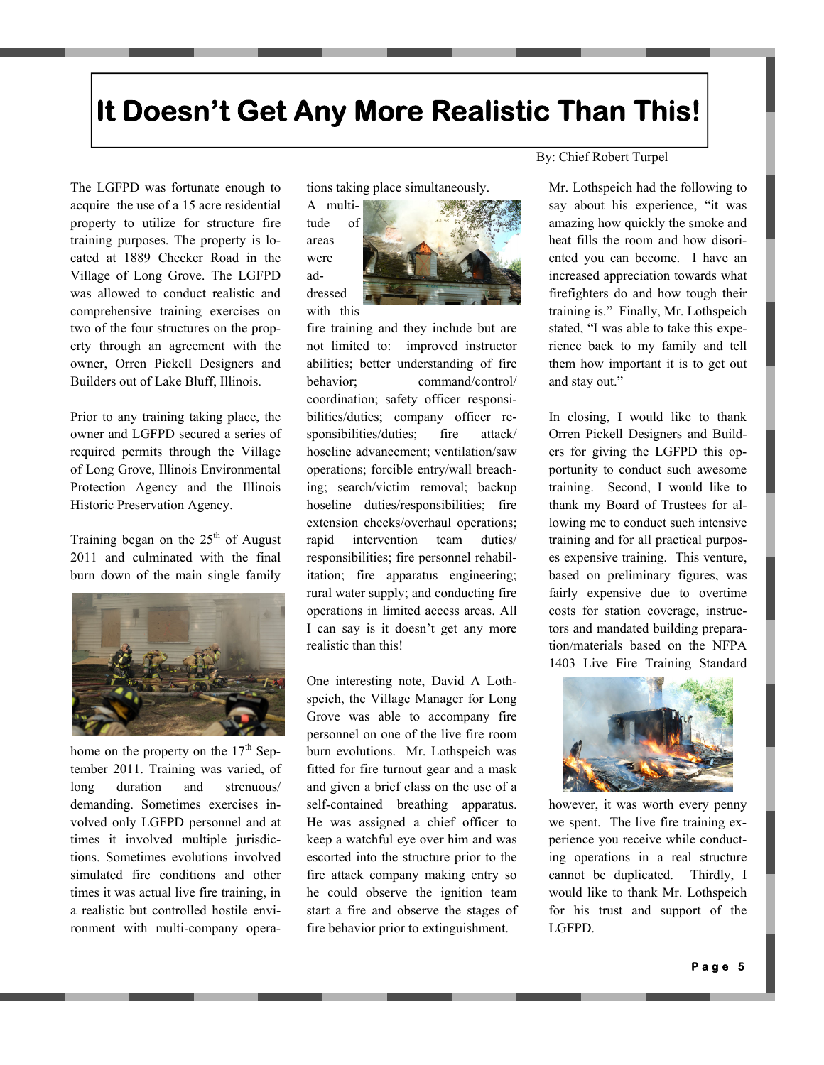# It Doesn't Get Any More Realistic Than This!

By: Chief Robert Turpel

The LGFPD was fortunate enough to acquire the use of a 15 acre residential property to utilize for structure fire training purposes. The property is located at 1889 Checker Road in the Village of Long Grove. The LGFPD was allowed to conduct realistic and comprehensive training exercises on two of the four structures on the property through an agreement with the owner, Orren Pickell Designers and Builders out of Lake Bluff, Illinois.

Prior to any training taking place, the owner and LGFPD secured a series of required permits through the Village of Long Grove, Illinois Environmental Protection Agency and the Illinois Historic Preservation Agency.

Training began on the 25th of August 2011 and culminated with the final burn down of the main single family home on the property on the 17th September 2011. Training was varied, of long duration and strenuous/demanding. Sometimes exercises involved only LGFPD personnel and at times it involved multiple jurisdictions. Sometimes evolutions involved simulated fire conditions and other times it was actual live fire training, in a realistic but controlled hostile environment with multi-company operations taking place simultaneously.

A multitude of areas were addressed with this fire training and they include but are not limited to: improved instructor abilities; better understanding of fire behavior; command/control/coordination; safety officer responsibilities/duties; company officer responsibilities/duties; fire attack/hoseline advancement; ventilation/saw operations; forcible entry/wall breaching; search/victim removal; backup hoseline duties/responsibilities; fire extension checks/overhaul operations; rapid intervention team duties/responsibilities; fire personnel rehabilitation; fire apparatus engineering; rural water supply; and conducting fire operations in limited access areas. All I can say is it doesn't get any more realistic than this!

One interesting note, David A Lothspeich, the Village Manager for Long Grove was able to accompany fire personnel on one of the live fire room burn evolutions. Mr. Lothspeich was fitted for fire turnout gear and a mask and given a brief class on the use of a self-contained breathing apparatus. He was assigned a chief officer to keep a watchful eye over him and was escorted into the structure prior to the fire attack company making entry so he could observe the ignition team start a fire and observe the stages of fire behavior prior to extinguishment.

Mr. Lothspeich had the following to say about his experience, "it was amazing how quickly the smoke and heat fills the room and how disoriented you can become. I have an increased appreciation towards what firefighters do and how tough their training is." Finally, Mr. Lothspeich stated, "I was able to take this experience back to my family and tell them how important it is to get out and stay out."

In closing, I would like to thank Orren Pickell Designers and Builders for giving the LGFPD this opportunity to conduct such awesome training. Second, I would like to thank my Board of Trustees for allowing me to conduct such intensive training and for all practical purposes expensive training. This venture, based on preliminary figures, was fairly expensive due to overtime costs for station coverage, instructors and mandated building preparation/materials based on the NFPA 1403 Live Fire Training Standard however, it was worth every penny we spent. The live fire training experience you receive while conducting operations in a real structure cannot be duplicated. Thirdly, I would like to thank Mr. Lothspeich for his trust and support of the LGFPD.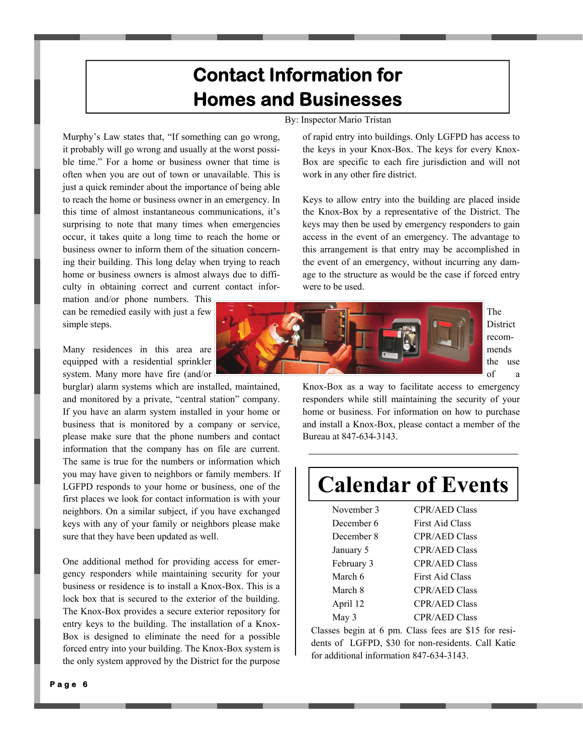# Contact Information for Homes and Businesses

By: Inspector Mario Tristan

Murphy's Law states that, "If something can go wrong, it probably will go wrong and usually at the worst possible time." For a home or business owner that time is often when you are out of town or unavailable. This is just a quick reminder about the importance of being able to reach the home or business owner in an emergency. In this time of almost instantaneous communications, it's surprising to note that many times when emergencies occur, it takes quite a long time to reach the home or business owner to inform them of the situation concerning their building. This long delay when trying to reach home or business owners is almost always due to difficulty in obtaining correct and current contact information and/or phone numbers. This can be remedied easily with just a few simple steps.

Many residences in this area are equipped with a residential sprinkler system. Many more have fire (and/or burglar) alarm systems which are installed, maintained, and monitored by a private, "central station" company. If you have an alarm system installed in your home or business that is monitored by a company or service, please make sure that the phone numbers and contact information that the company has on file are current. The same is true for the numbers or information which you may have given to neighbors or family members. If LGFPD responds to your home or business, one of the first places we look for contact information is with your neighbors. On a similar subject, if you have exchanged keys with any of your family or neighbors please make sure that they have been updated as well.

One additional method for providing access for emergency responders while maintaining security for your business or residence is to install a Knox-Box. This is a lock box that is secured to the exterior of the building. The Knox-Box provides a secure exterior repository for entry keys to the building. The installation of a Knox-Box is designed to eliminate the need for a possible forced entry into your building. The Knox-Box system is the only system approved by the District for the purpose of rapid entry into buildings. Only LGFPD has access to the keys in your Knox-Box. The keys for every Knox-Box are specific to each fire jurisdiction and will not work in any other fire district.

Keys to allow entry into the building are placed inside the Knox-Box by a representative of the District. The keys may then be used by emergency responders to gain access in the event of an emergency. The advantage to this arrangement is that entry may be accomplished in the event of an emergency, without incurring any damage to the structure as would be the case if forced entry were to be used.

The District recommends the use of a Knox-Box as a way to facilitate access to emergency responders while still maintaining the security of your home or business. For information on how to purchase and install a Knox-Box, please contact a member of the Bureau at 847-634-3143.

# Calendar of Events

| | |
|---|---|
| November 3 | CPR/AED Class |
| December 6 | First Aid Class |
| December 8 | CPR/AED Class |
| January 5 | CPR/AED Class |
| February 3 | CPR/AED Class |
| March 6 | First Aid Class |
| March 8 | CPR/AED Class |
| April 12 | CPR/AED Class |
| May 3 | CPR/AED Class |

Classes begin at 6 pm. Class fees are $15 for residents of LGFPD, $30 for non-residents. Call Katie for additional information 847-634-3143.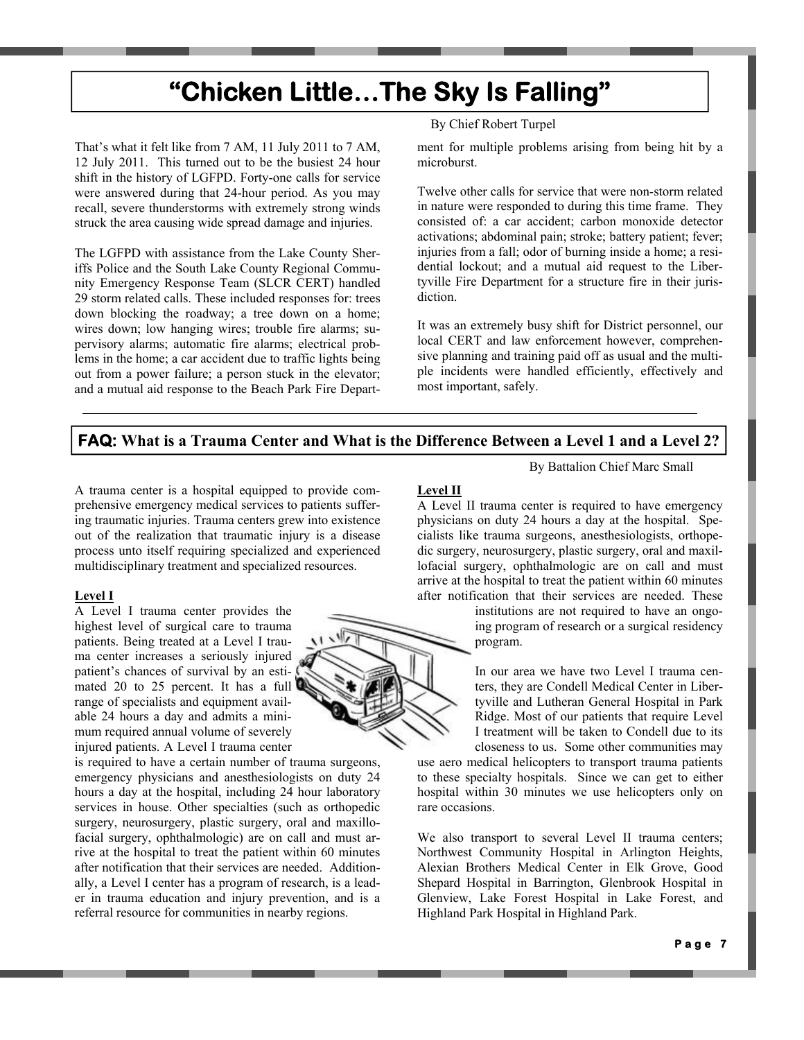# "Chicken Little…The Sky Is Falling"

By Chief Robert Turpel

That's what it felt like from 7 AM, 11 July 2011 to 7 AM, 12 July 2011. This turned out to be the busiest 24 hour shift in the history of LGFPD. Forty-one calls for service were answered during that 24-hour period. As you may recall, severe thunderstorms with extremely strong winds struck the area causing wide spread damage and injuries.

The LGFPD with assistance from the Lake County Sheriffs Police and the South Lake County Regional Community Emergency Response Team (SLCR CERT) handled 29 storm related calls. These included responses for: trees down blocking the roadway; a tree down on a home; wires down; low hanging wires; trouble fire alarms; supervisory alarms; automatic fire alarms; electrical problems in the home; a car accident due to traffic lights being out from a power failure; a person stuck in the elevator; and a mutual aid response to the Beach Park Fire Department for multiple problems arising from being hit by a microburst.

Twelve other calls for service that were non-storm related in nature were responded to during this time frame. They consisted of: a car accident; carbon monoxide detector activations; abdominal pain; stroke; battery patient; fever; injuries from a fall; odor of burning inside a home; a residential lockout; and a mutual aid request to the Libertyville Fire Department for a structure fire in their jurisdiction.

It was an extremely busy shift for District personnel, our local CERT and law enforcement however, comprehensive planning and training paid off as usual and the multiple incidents were handled efficiently, effectively and most important, safely.

---

## FAQ: What is a Trauma Center and What is the Difference Between a Level 1 and a Level 2?

By Battalion Chief Marc Small

A trauma center is a hospital equipped to provide comprehensive emergency medical services to patients suffering traumatic injuries. Trauma centers grew into existence out of the realization that traumatic injury is a disease process unto itself requiring specialized and experienced multidisciplinary treatment and specialized resources.

### Level I

A Level I trauma center provides the highest level of surgical care to trauma patients. Being treated at a Level I trauma center increases a seriously injured patient's chances of survival by an estimated 20 to 25 percent. It has a full range of specialists and equipment available 24 hours a day and admits a minimum required annual volume of severely injured patients. A Level I trauma center is required to have a certain number of trauma surgeons, emergency physicians and anesthesiologists on duty 24 hours a day at the hospital, including 24 hour laboratory services in house. Other specialties (such as orthopedic surgery, neurosurgery, plastic surgery, oral and maxillofacial surgery, ophthalmologic) are on call and must arrive at the hospital to treat the patient within 60 minutes after notification that their services are needed. Additionally, a Level I center has a program of research, is a leader in trauma education and injury prevention, and is a referral resource for communities in nearby regions.

### Level II

A Level II trauma center is required to have emergency physicians on duty 24 hours a day at the hospital. Specialists like trauma surgeons, anesthesiologists, orthopedic surgery, neurosurgery, plastic surgery, oral and maxillofacial surgery, ophthalmologic are on call and must arrive at the hospital to treat the patient within 60 minutes after notification that their services are needed. These institutions are not required to have an ongoing program of research or a surgical residency program.

In our area we have two Level I trauma centers, they are Condell Medical Center in Libertyville and Lutheran General Hospital in Park Ridge. Most of our patients that require Level I treatment will be taken to Condell due to its closeness to us. Some other communities may use aero medical helicopters to transport trauma patients to these specialty hospitals. Since we can get to either hospital within 30 minutes we use helicopters only on rare occasions.

We also transport to several Level II trauma centers; Northwest Community Hospital in Arlington Heights, Alexian Brothers Medical Center in Elk Grove, Good Shepard Hospital in Barrington, Glenbrook Hospital in Glenview, Lake Forest Hospital in Lake Forest, and Highland Park Hospital in Highland Park.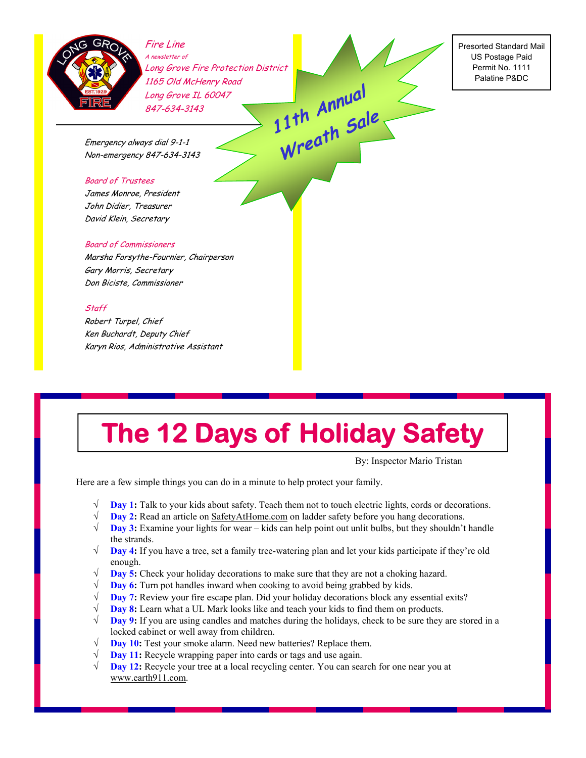Fire Line

*A newsletter of*

Long Grove Fire Protection District
1165 Old McHenry Road
Long Grove IL 60047
847-634-3143

11th Annual Wreath Sale

Presorted Standard Mail
US Postage Paid
Permit No. 1111
Palatine P&DC

Emergency always dial 9-1-1
Non-emergency 847-634-3143

Board of Trustees
James Monroe, President
John Didier, Treasurer
David Klein, Secretary

Board of Commissioners
Marsha Forsythe-Fournier, Chairperson
Gary Morris, Secretary
Don Biciste, Commissioner

Staff
Robert Turpel, Chief
Ken Buchardt, Deputy Chief
Karyn Rios, Administrative Assistant

# The 12 Days of Holiday Safety

By: Inspector Mario Tristan

Here are a few simple things you can do in a minute to help protect your family.

- √ **Day 1:** Talk to your kids about safety. Teach them not to touch electric lights, cords or decorations.
- √ **Day 2:** Read an article on SafetyAtHome.com on ladder safety before you hang decorations.
- √ **Day 3:** Examine your lights for wear – kids can help point out unlit bulbs, but they shouldn't handle the strands.
- √ **Day 4:** If you have a tree, set a family tree-watering plan and let your kids participate if they're old enough.
- √ **Day 5:** Check your holiday decorations to make sure that they are not a choking hazard.
- √ **Day 6:** Turn pot handles inward when cooking to avoid being grabbed by kids.
- √ **Day 7:** Review your fire escape plan. Did your holiday decorations block any essential exits?
- √ **Day 8:** Learn what a UL Mark looks like and teach your kids to find them on products.
- √ **Day 9:** If you are using candles and matches during the holidays, check to be sure they are stored in a locked cabinet or well away from children.
- √ **Day 10:** Test your smoke alarm. Need new batteries? Replace them.
- √ **Day 11:** Recycle wrapping paper into cards or tags and use again.
- √ **Day 12:** Recycle your tree at a local recycling center. You can search for one near you at www.earth911.com.